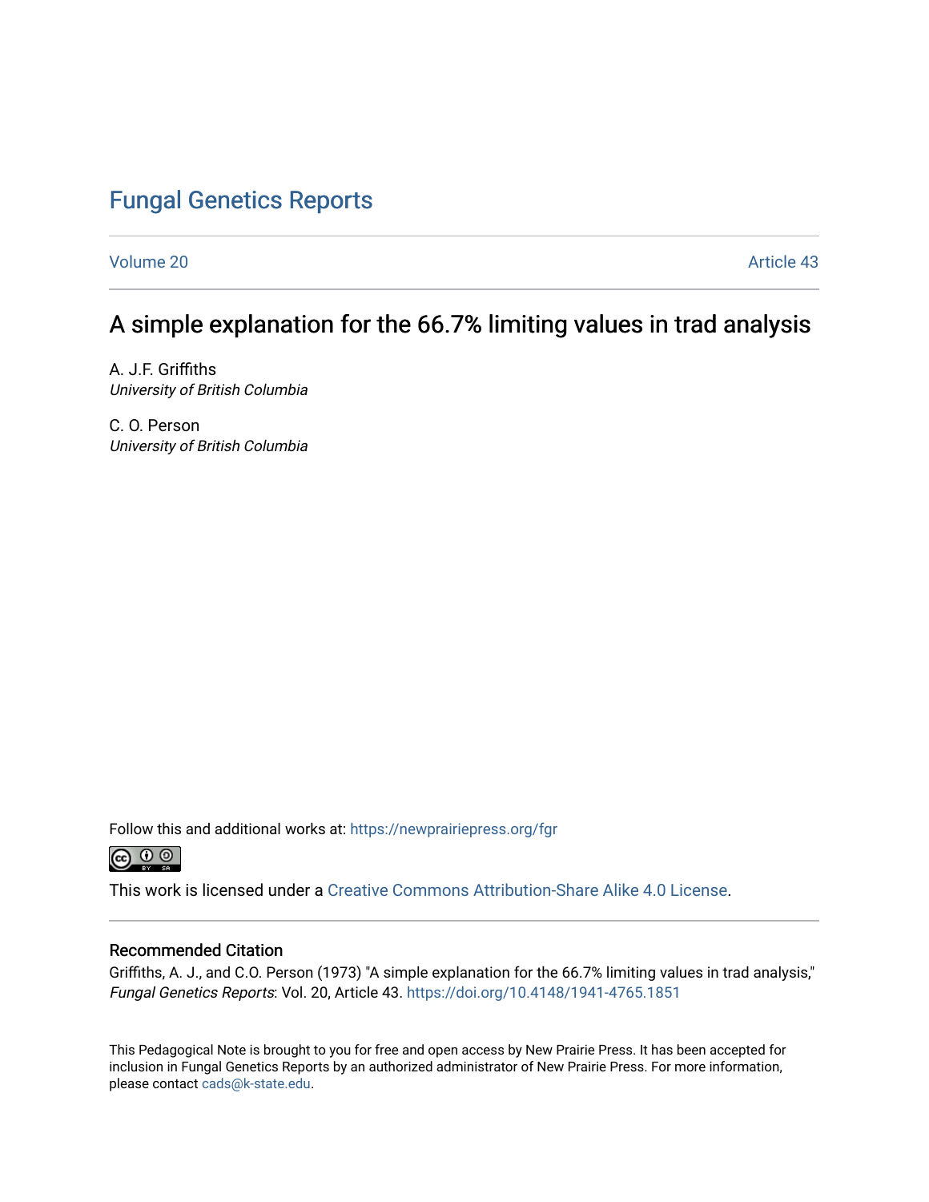# Fungal Genetics Reports

Volume 20 | Article 43

## A simple explanation for the 66.7% limiting values in trad analysis

A. J.F. Griffiths
*University of British Columbia*

C. O. Person
*University of British Columbia*

Follow this and additional works at: https://newprairiepress.org/fgr

This work is licensed under a Creative Commons Attribution-Share Alike 4.0 License.

### Recommended Citation

Griffiths, A. J., and C.O. Person (1973) "A simple explanation for the 66.7% limiting values in trad analysis," *Fungal Genetics Reports*: Vol. 20, Article 43. https://doi.org/10.4148/1941-4765.1851

This Pedagogical Note is brought to you for free and open access by New Prairie Press. It has been accepted for inclusion in Fungal Genetics Reports by an authorized administrator of New Prairie Press. For more information, please contact cads@k-state.edu.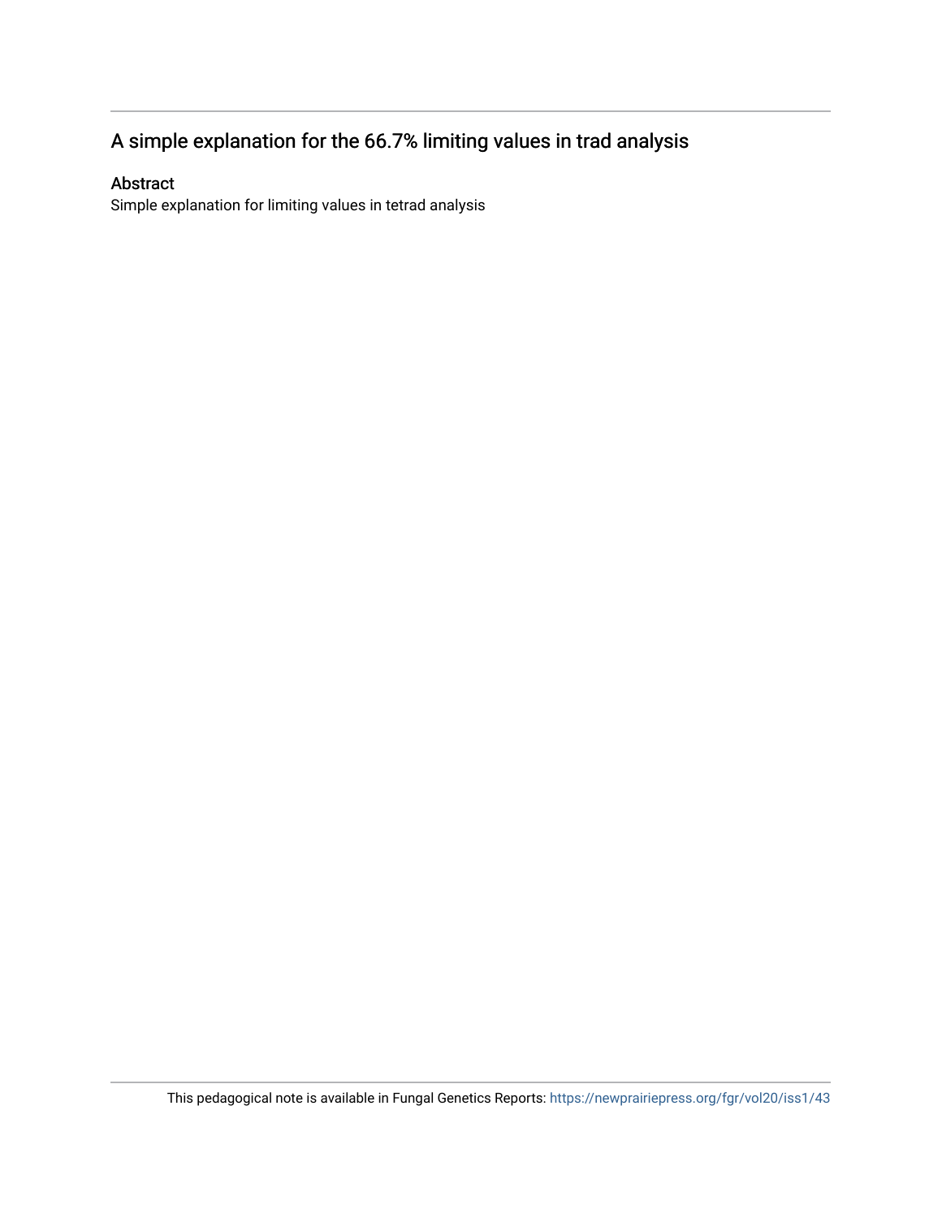## A simple explanation for the 66.7% limiting values in trad analysis

### Abstract

Simple explanation for limiting values in tetrad analysis

This pedagogical note is available in Fungal Genetics Reports: https://newprairiepress.org/fgr/vol20/iss1/43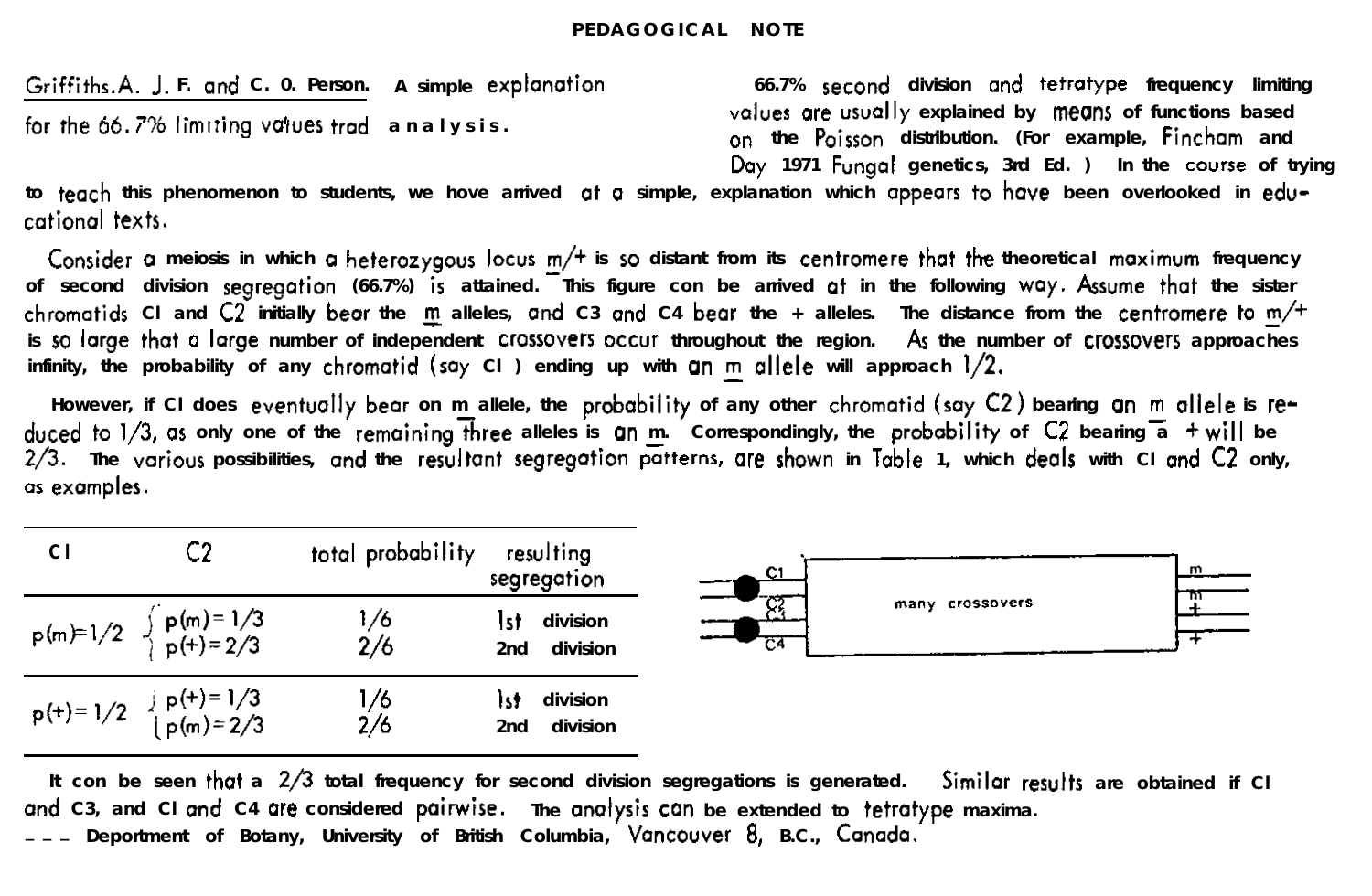**PEDAGOGICAL NOTE**

Griffiths.A. J. F. and C. 0. Person. A simple explanation for the 66.7% limiting values trad analysis.

66.7% second division and tetratype frequency limiting values are usually explained by means of functions based on the Poisson distribution. (For example, Fincham and Day 1971 Fungal genetics, 3rd Ed. ) In the course of trying to teach this phenomenon to students, we hove arrived at a simple, explanation which appears to have been overlooked in educational texts.

Consider a meiosis in which a heterozygous locus m/+ is so distant from its centromere that the theoretical maximum frequency of second division segregation (66.7%) is attained. This figure con be arrived at in the following way. Assume that the sister chromatids Cl and C2 initially bear the m alleles, and C3 and C4 bear the + alleles. The distance from the centromere to m/+ is so large that a large number of independent crossovers occur throughout the region. As the number of crossovers approaches infinity, the probability of any chromatid (say Cl ) ending up with an m allele will approach 1/2.

However, if Cl does eventually bear on m allele, the probability of any other chromatid (say C2) bearing an m allele is reduced to 1/3, as only one of the remaining three alleles is an m. Correspondingly, the probability of C2 bearing a + will be 2/3. The various possibilities, and the resultant segregation patterns, are shown in Table 1, which deals with Cl and C2 only, as examples.

| Cl | C2 | total probability | resulting segregation |
|---|---|---|---|
| $p(m)=1/2$ | $p(m)=1/3$ | 1/6 | 1st division |
| | $p(+)=2/3$ | 2/6 | 2nd division |
| $p(+)=1/2$ | $p(+)=1/3$ | 1/6 | 1st division |
| | $p(m)=2/3$ | 2/6 | 2nd division |

C1
C2
C3
C4
many crossovers
m
m
+
+

It con be seen that a 2/3 total frequency for second division segregations is generated. Similar results are obtained if Cl and C3, and Cl and C4 are considered pairwise. The analysis can be extended to tetratype maxima.

--- Deportment of Botany, University of British Columbia, Vancouver 8, B.C., Canada.